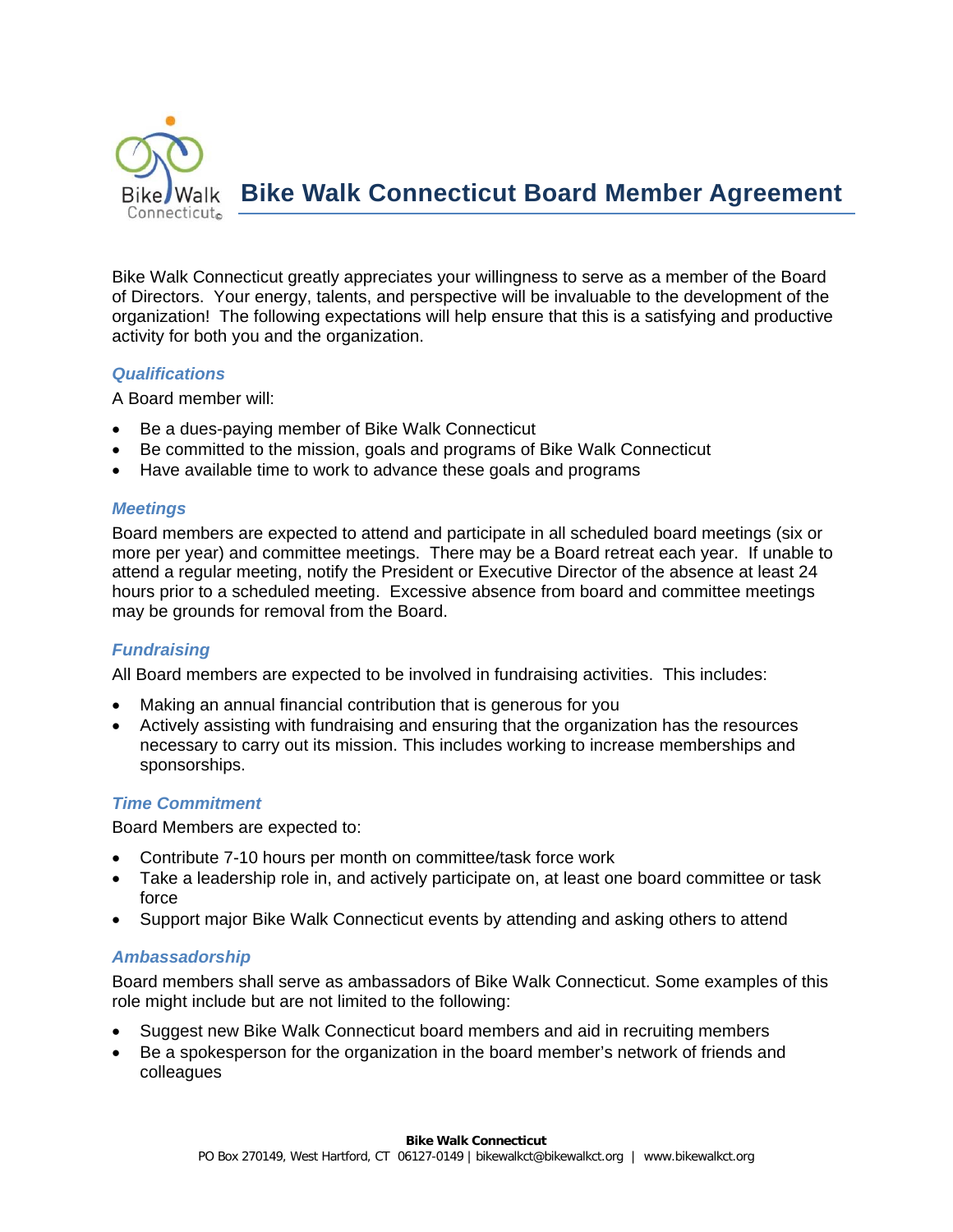# Bike Walk Connecticut Board Member Agreement

Bike Walk Connecticut greatly appreciates your willingness to serve as a member of the Board of Directors. Your energy, talents, and perspective will be invaluable to the development of the organization! The following expectations will help ensure that this is a satisfying and productive activity for both you and the organization.

### *Qualifications*

A Board member will:

- Be a dues-paying member of Bike Walk Connecticut
- Be committed to the mission, goals and programs of Bike Walk Connecticut
- Have available time to work to advance these goals and programs

### *Meetings*

Board members are expected to attend and participate in all scheduled board meetings (six or more per year) and committee meetings. There may be a Board retreat each year. If unable to attend a regular meeting, notify the President or Executive Director of the absence at least 24 hours prior to a scheduled meeting. Excessive absence from board and committee meetings may be grounds for removal from the Board.

### *Fundraising*

All Board members are expected to be involved in fundraising activities. This includes:

- Making an annual financial contribution that is generous for you
- Actively assisting with fundraising and ensuring that the organization has the resources necessary to carry out its mission. This includes working to increase memberships and sponsorships.

### *Time Commitment*

Board Members are expected to:

- Contribute 7-10 hours per month on committee/task force work
- Take a leadership role in, and actively participate on, at least one board committee or task force
- Support major Bike Walk Connecticut events by attending and asking others to attend

### *Ambassadorship*

Board members shall serve as ambassadors of Bike Walk Connecticut. Some examples of this role might include but are not limited to the following:

- Suggest new Bike Walk Connecticut board members and aid in recruiting members
- Be a spokesperson for the organization in the board member's network of friends and colleagues

**Bike Walk Connecticut**
PO Box 270149, West Hartford, CT 06127-0149 | bikewalkct@bikewalkct.org | www.bikewalkct.org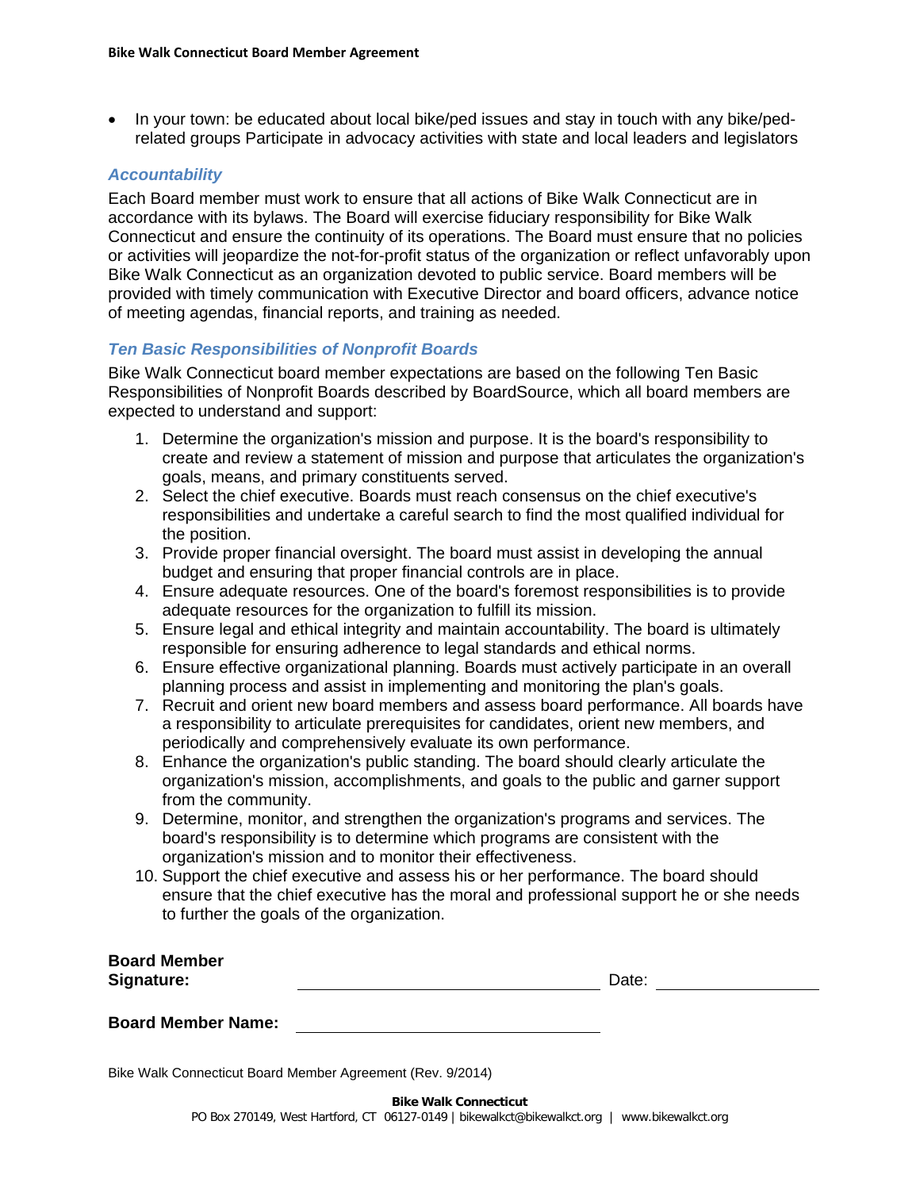- In your town: be educated about local bike/ped issues and stay in touch with any bike/ped-related groups Participate in advocacy activities with state and local leaders and legislators

### *Accountability*

Each Board member must work to ensure that all actions of Bike Walk Connecticut are in accordance with its bylaws. The Board will exercise fiduciary responsibility for Bike Walk Connecticut and ensure the continuity of its operations. The Board must ensure that no policies or activities will jeopardize the not-for-profit status of the organization or reflect unfavorably upon Bike Walk Connecticut as an organization devoted to public service. Board members will be provided with timely communication with Executive Director and board officers, advance notice of meeting agendas, financial reports, and training as needed.

### *Ten Basic Responsibilities of Nonprofit Boards*

Bike Walk Connecticut board member expectations are based on the following Ten Basic Responsibilities of Nonprofit Boards described by BoardSource, which all board members are expected to understand and support:

1. Determine the organization's mission and purpose. It is the board's responsibility to create and review a statement of mission and purpose that articulates the organization's goals, means, and primary constituents served.
2. Select the chief executive. Boards must reach consensus on the chief executive's responsibilities and undertake a careful search to find the most qualified individual for the position.
3. Provide proper financial oversight. The board must assist in developing the annual budget and ensuring that proper financial controls are in place.
4. Ensure adequate resources. One of the board's foremost responsibilities is to provide adequate resources for the organization to fulfill its mission.
5. Ensure legal and ethical integrity and maintain accountability. The board is ultimately responsible for ensuring adherence to legal standards and ethical norms.
6. Ensure effective organizational planning. Boards must actively participate in an overall planning process and assist in implementing and monitoring the plan's goals.
7. Recruit and orient new board members and assess board performance. All boards have a responsibility to articulate prerequisites for candidates, orient new members, and periodically and comprehensively evaluate its own performance.
8. Enhance the organization's public standing. The board should clearly articulate the organization's mission, accomplishments, and goals to the public and garner support from the community.
9. Determine, monitor, and strengthen the organization's programs and services. The board's responsibility is to determine which programs are consistent with the organization's mission and to monitor their effectiveness.
10. Support the chief executive and assess his or her performance. The board should ensure that the chief executive has the moral and professional support he or she needs to further the goals of the organization.

**Board Member Signature:** ______________________________ Date: ________________

**Board Member Name:** ______________________________

Bike Walk Connecticut Board Member Agreement (Rev. 9/2014)

**Bike Walk Connecticut**
PO Box 270149, West Hartford, CT 06127-0149 | bikewalkct@bikewalkct.org | www.bikewalkct.org